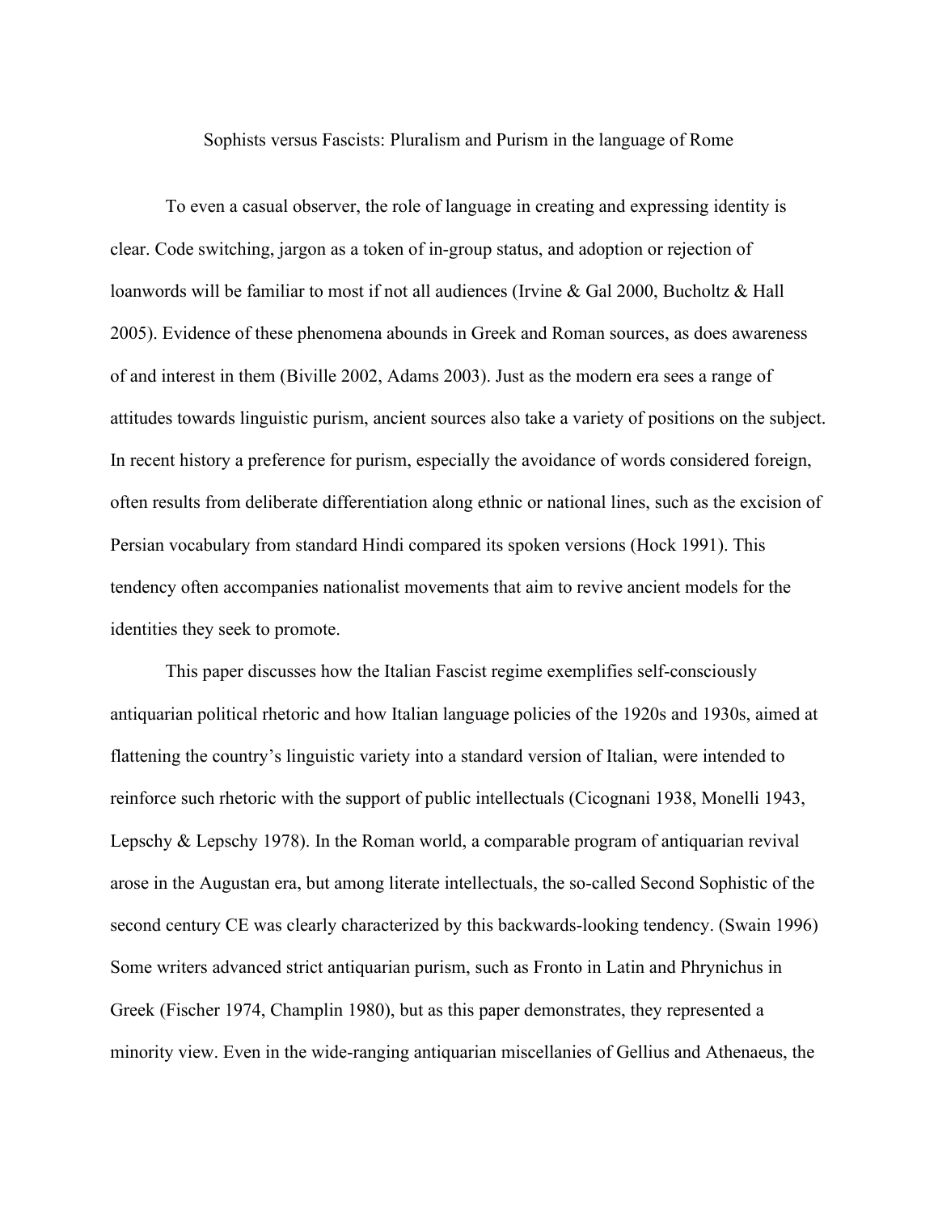# Sophists versus Fascists: Pluralism and Purism in the language of Rome

To even a casual observer, the role of language in creating and expressing identity is clear. Code switching, jargon as a token of in-group status, and adoption or rejection of loanwords will be familiar to most if not all audiences (Irvine & Gal 2000, Bucholtz & Hall 2005). Evidence of these phenomena abounds in Greek and Roman sources, as does awareness of and interest in them (Biville 2002, Adams 2003). Just as the modern era sees a range of attitudes towards linguistic purism, ancient sources also take a variety of positions on the subject. In recent history a preference for purism, especially the avoidance of words considered foreign, often results from deliberate differentiation along ethnic or national lines, such as the excision of Persian vocabulary from standard Hindi compared its spoken versions (Hock 1991). This tendency often accompanies nationalist movements that aim to revive ancient models for the identities they seek to promote.

This paper discusses how the Italian Fascist regime exemplifies self-consciously antiquarian political rhetoric and how Italian language policies of the 1920s and 1930s, aimed at flattening the country's linguistic variety into a standard version of Italian, were intended to reinforce such rhetoric with the support of public intellectuals (Cicognani 1938, Monelli 1943, Lepschy & Lepschy 1978). In the Roman world, a comparable program of antiquarian revival arose in the Augustan era, but among literate intellectuals, the so-called Second Sophistic of the second century CE was clearly characterized by this backwards-looking tendency. (Swain 1996) Some writers advanced strict antiquarian purism, such as Fronto in Latin and Phrynichus in Greek (Fischer 1974, Champlin 1980), but as this paper demonstrates, they represented a minority view. Even in the wide-ranging antiquarian miscellanies of Gellius and Athenaeus, the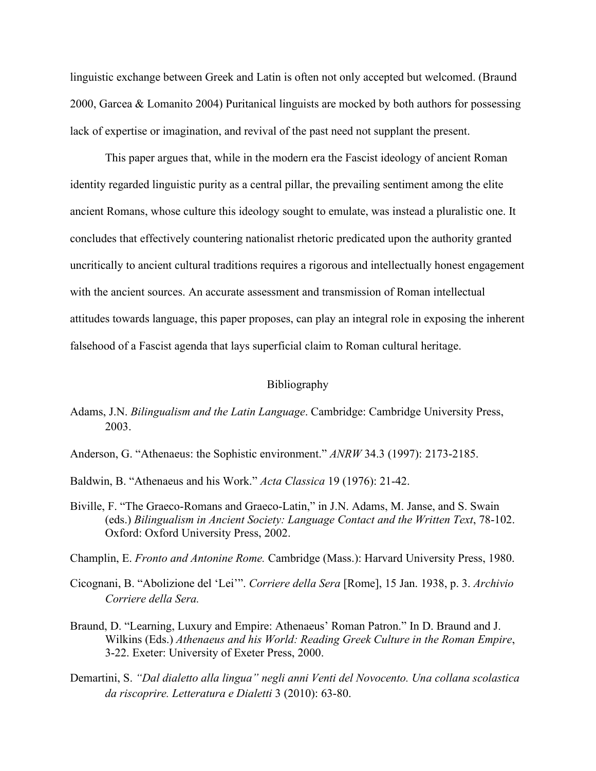linguistic exchange between Greek and Latin is often not only accepted but welcomed. (Braund 2000, Garcea & Lomanito 2004) Puritanical linguists are mocked by both authors for possessing lack of expertise or imagination, and revival of the past need not supplant the present.

This paper argues that, while in the modern era the Fascist ideology of ancient Roman identity regarded linguistic purity as a central pillar, the prevailing sentiment among the elite ancient Romans, whose culture this ideology sought to emulate, was instead a pluralistic one. It concludes that effectively countering nationalist rhetoric predicated upon the authority granted uncritically to ancient cultural traditions requires a rigorous and intellectually honest engagement with the ancient sources. An accurate assessment and transmission of Roman intellectual attitudes towards language, this paper proposes, can play an integral role in exposing the inherent falsehood of a Fascist agenda that lays superficial claim to Roman cultural heritage.

## Bibliography

Adams, J.N. *Bilingualism and the Latin Language*. Cambridge: Cambridge University Press, 2003.

Anderson, G. "Athenaeus: the Sophistic environment." *ANRW* 34.3 (1997): 2173-2185.

Baldwin, B. "Athenaeus and his Work." *Acta Classica* 19 (1976): 21-42.

Biville, F. "The Graeco-Romans and Graeco-Latin," in J.N. Adams, M. Janse, and S. Swain (eds.) *Bilingualism in Ancient Society: Language Contact and the Written Text*, 78-102. Oxford: Oxford University Press, 2002.

Champlin, E. *Fronto and Antonine Rome.* Cambridge (Mass.): Harvard University Press, 1980.

Cicognani, B. "Abolizione del 'Lei'". *Corriere della Sera* [Rome], 15 Jan. 1938, p. 3. *Archivio Corriere della Sera.*

Braund, D. "Learning, Luxury and Empire: Athenaeus' Roman Patron." In D. Braund and J. Wilkins (Eds.) *Athenaeus and his World: Reading Greek Culture in the Roman Empire*, 3-22. Exeter: University of Exeter Press, 2000.

Demartini, S. *"Dal dialetto alla lingua" negli anni Venti del Novocento. Una collana scolastica da riscoprire. Letteratura e Dialetti* 3 (2010): 63-80.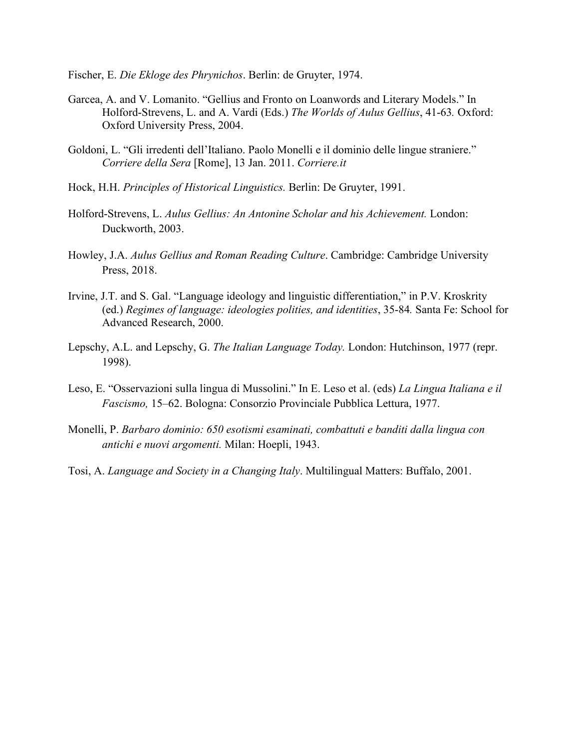Fischer, E. *Die Ekloge des Phrynichos*. Berlin: de Gruyter, 1974.

Garcea, A. and V. Lomanito. "Gellius and Fronto on Loanwords and Literary Models." In Holford-Strevens, L. and A. Vardi (Eds.) *The Worlds of Aulus Gellius*, 41-63. Oxford: Oxford University Press, 2004.

Goldoni, L. "Gli irredenti dell'Italiano. Paolo Monelli e il dominio delle lingue straniere." *Corriere della Sera* [Rome], 13 Jan. 2011. *Corriere.it*

Hock, H.H. *Principles of Historical Linguistics.* Berlin: De Gruyter, 1991.

Holford-Strevens, L. *Aulus Gellius: An Antonine Scholar and his Achievement.* London: Duckworth, 2003.

Howley, J.A. *Aulus Gellius and Roman Reading Culture*. Cambridge: Cambridge University Press, 2018.

Irvine, J.T. and S. Gal. "Language ideology and linguistic differentiation," in P.V. Kroskrity (ed.) *Regimes of language: ideologies polities, and identities*, 35-84. Santa Fe: School for Advanced Research, 2000.

Lepschy, A.L. and Lepschy, G. *The Italian Language Today.* London: Hutchinson, 1977 (repr. 1998).

Leso, E. "Osservazioni sulla lingua di Mussolini." In E. Leso et al. (eds) *La Lingua Italiana e il Fascismo,* 15–62. Bologna: Consorzio Provinciale Pubblica Lettura, 1977.

Monelli, P. *Barbaro dominio: 650 esotismi esaminati, combattuti e banditi dalla lingua con antichi e nuovi argomenti.* Milan: Hoepli, 1943.

Tosi, A. *Language and Society in a Changing Italy*. Multilingual Matters: Buffalo, 2001.